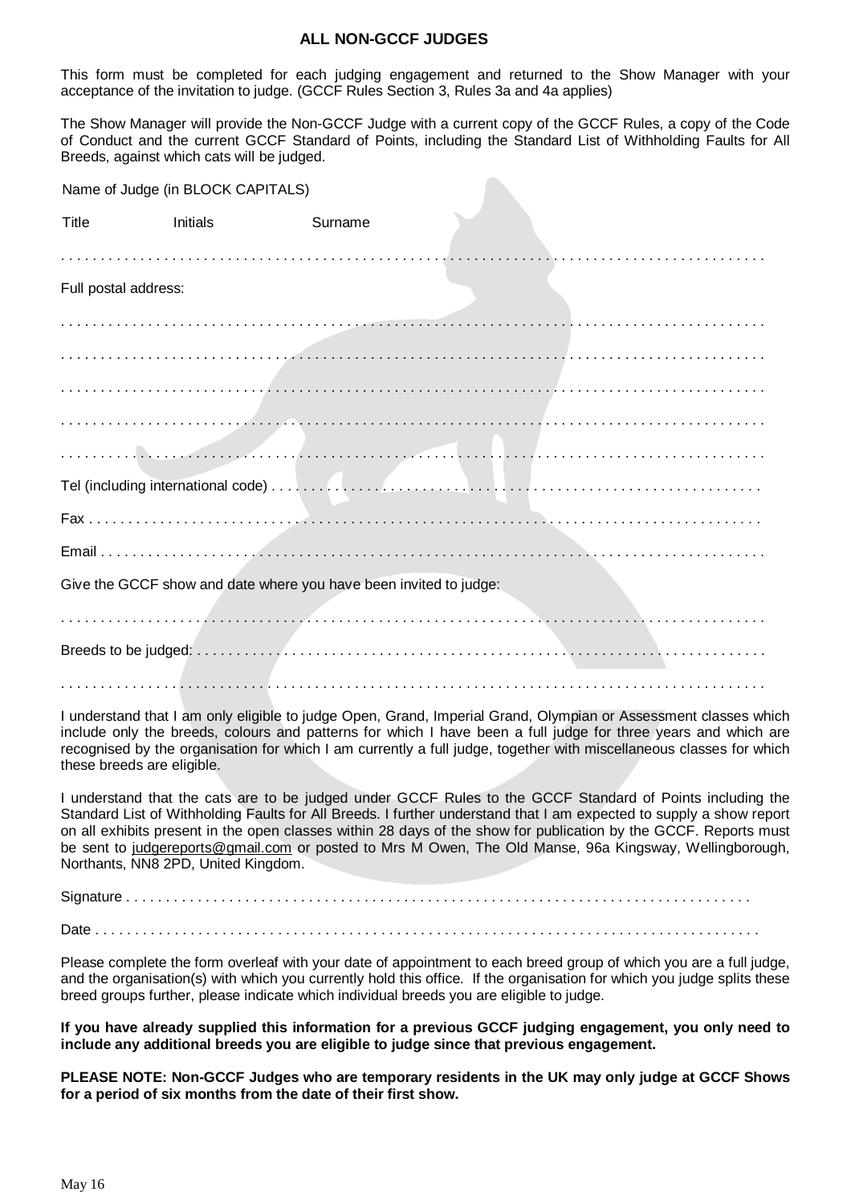## ALL NON-GCCF JUDGES

This form must be completed for each judging engagement and returned to the Show Manager with your acceptance of the invitation to judge. (GCCF Rules Section 3, Rules 3a and 4a applies)

The Show Manager will provide the Non-GCCF Judge with a current copy of the GCCF Rules, a copy of the Code of Conduct and the current GCCF Standard of Points, including the Standard List of Withholding Faults for All Breeds, against which cats will be judged.

Name of Judge (in BLOCK CAPITALS)

Title Initials Surname

. . . . . . . . . . . . . . . . . . . . . . . . . . . . . . . . . . . . . . . . . . . . . . . . . . . . . . . . . . . . . . . . . . . . . . . . . . . . . . . . . . .

Full postal address:

. . . . . . . . . . . . . . . . . . . . . . . . . . . . . . . . . . . . . . . . . . . . . . . . . . . . . . . . . . . . . . . . . . . . . . . . . . . . . . . . . . .

. . . . . . . . . . . . . . . . . . . . . . . . . . . . . . . . . . . . . . . . . . . . . . . . . . . . . . . . . . . . . . . . . . . . . . . . . . . . . . . . . . .

. . . . . . . . . . . . . . . . . . . . . . . . . . . . . . . . . . . . . . . . . . . . . . . . . . . . . . . . . . . . . . . . . . . . . . . . . . . . . . . . . . .

. . . . . . . . . . . . . . . . . . . . . . . . . . . . . . . . . . . . . . . . . . . . . . . . . . . . . . . . . . . . . . . . . . . . . . . . . . . . . . . . . . .

. . . . . . . . . . . . . . . . . . . . . . . . . . . . . . . . . . . . . . . . . . . . . . . . . . . . . . . . . . . . . . . . . . . . . . . . . . . . . . . . . . .

Tel (including international code) . . . . . . . . . . . . . . . . . . . . . . . . . . . . . . . . . . . . . . . . . . . . . . . . . . . . . . . . . . . . .

Fax . . . . . . . . . . . . . . . . . . . . . . . . . . . . . . . . . . . . . . . . . . . . . . . . . . . . . . . . . . . . . . . . . . . . . . . . . . . . . . . . . . .

Email . . . . . . . . . . . . . . . . . . . . . . . . . . . . . . . . . . . . . . . . . . . . . . . . . . . . . . . . . . . . . . . . . . . . . . . . . . . . . . . . . . .

Give the GCCF show and date where you have been invited to judge:

. . . . . . . . . . . . . . . . . . . . . . . . . . . . . . . . . . . . . . . . . . . . . . . . . . . . . . . . . . . . . . . . . . . . . . . . . . . . . . . . . . .

Breeds to be judged: . . . . . . . . . . . . . . . . . . . . . . . . . . . . . . . . . . . . . . . . . . . . . . . . . . . . . . . . . . . . . . . . . . . . . .

. . . . . . . . . . . . . . . . . . . . . . . . . . . . . . . . . . . . . . . . . . . . . . . . . . . . . . . . . . . . . . . . . . . . . . . . . . . . . . . . . . .

I understand that I am only eligible to judge Open, Grand, Imperial Grand, Olympian or Assessment classes which include only the breeds, colours and patterns for which I have been a full judge for three years and which are recognised by the organisation for which I am currently a full judge, together with miscellaneous classes for which these breeds are eligible.

I understand that the cats are to be judged under GCCF Rules to the GCCF Standard of Points including the Standard List of Withholding Faults for All Breeds. I further understand that I am expected to supply a show report on all exhibits present in the open classes within 28 days of the show for publication by the GCCF. Reports must be sent to judgereports@gmail.com or posted to Mrs M Owen, The Old Manse, 96a Kingsway, Wellingborough, Northants, NN8 2PD, United Kingdom.

Signature . . . . . . . . . . . . . . . . . . . . . . . . . . . . . . . . . . . . . . . . . . . . . . . . . . . . . . . . . . . . . . . . . . . . . . . . . . . . .

Date . . . . . . . . . . . . . . . . . . . . . . . . . . . . . . . . . . . . . . . . . . . . . . . . . . . . . . . . . . . . . . . . . . . . . . . . . . . . . . . . . . .

Please complete the form overleaf with your date of appointment to each breed group of which you are a full judge, and the organisation(s) with which you currently hold this office. If the organisation for which you judge splits these breed groups further, please indicate which individual breeds you are eligible to judge.

**If you have already supplied this information for a previous GCCF judging engagement, you only need to include any additional breeds you are eligible to judge since that previous engagement.**

**PLEASE NOTE: Non-GCCF Judges who are temporary residents in the UK may only judge at GCCF Shows for a period of six months from the date of their first show.**

May 16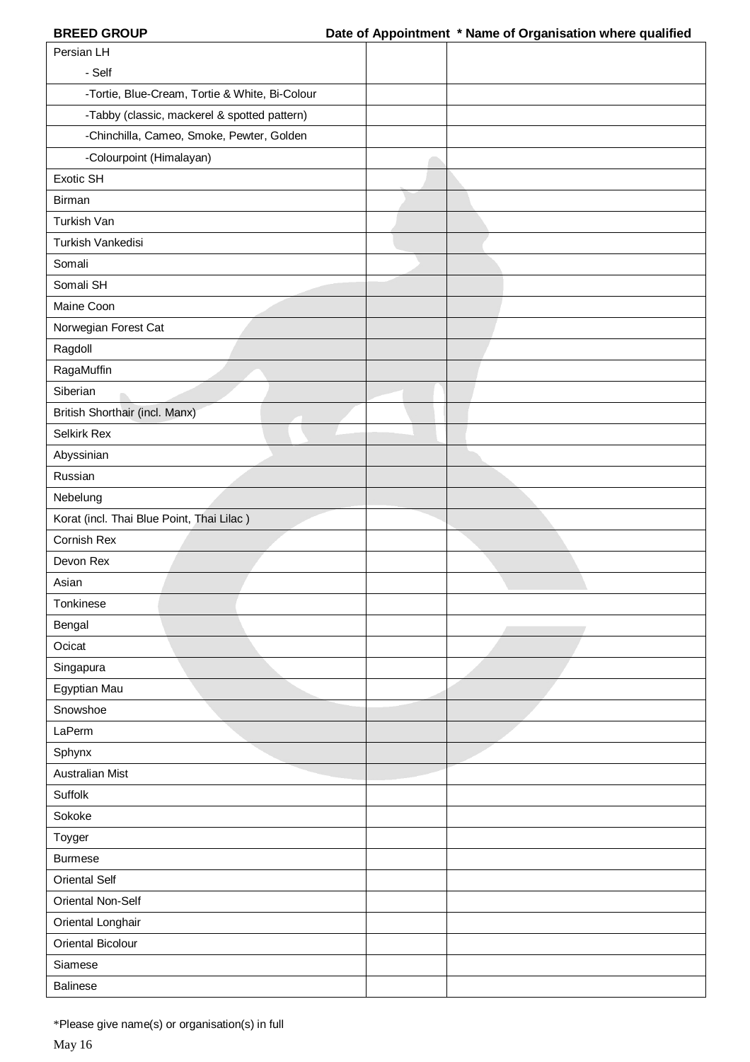| BREED GROUP | Date of Appointment | * Name of Organisation where qualified |
|---|---|---|
| Persian LH<br>- Self | | |
| -Tortie, Blue-Cream, Tortie & White, Bi-Colour | | |
| -Tabby (classic, mackerel & spotted pattern) | | |
| -Chinchilla, Cameo, Smoke, Pewter, Golden | | |
| -Colourpoint (Himalayan) | | |
| Exotic SH | | |
| Birman | | |
| Turkish Van | | |
| Turkish Vankedisi | | |
| Somali | | |
| Somali SH | | |
| Maine Coon | | |
| Norwegian Forest Cat | | |
| Ragdoll | | |
| RagaMuffin | | |
| Siberian | | |
| British Shorthair (incl. Manx) | | |
| Selkirk Rex | | |
| Abyssinian | | |
| Russian | | |
| Nebelung | | |
| Korat (incl. Thai Blue Point, Thai Lilac ) | | |
| Cornish Rex | | |
| Devon Rex | | |
| Asian | | |
| Tonkinese | | |
| Bengal | | |
| Ocicat | | |
| Singapura | | |
| Egyptian Mau | | |
| Snowshoe | | |
| LaPerm | | |
| Sphynx | | |
| Australian Mist | | |
| Suffolk | | |
| Sokoke | | |
| Toyger | | |
| Burmese | | |
| Oriental Self | | |
| Oriental Non-Self | | |
| Oriental Longhair | | |
| Oriental Bicolour | | |
| Siamese | | |
| Balinese | | |

*Please give name(s) or organisation(s) in full

May 16